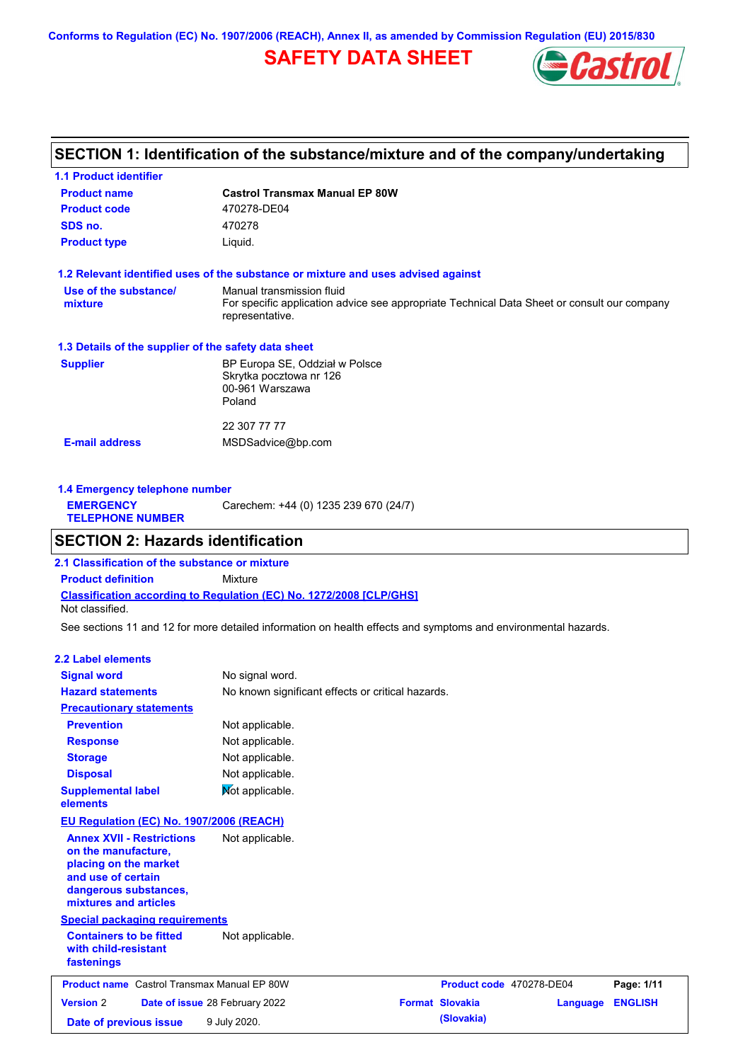Conforms to Regulation (EC) No. 1907/2006 (REACH), Annex II, as amended by Commission Regulation (EU) 2015/830

# SAFETY DATA SHEET

## SECTION 1: Identification of the substance/mixture and of the company/undertaking

### 1.1 Product identifier

**Product name** Castrol Transmax Manual EP 80W

**Product code** 470278-DE04

**SDS no.** 470278

**Product type** Liquid.

### 1.2 Relevant identified uses of the substance or mixture and uses advised against

**Use of the substance/ mixture** Manual transmission fluid
For specific application advice see appropriate Technical Data Sheet or consult our company representative.

### 1.3 Details of the supplier of the safety data sheet

**Supplier** BP Europa SE, Oddział w Polsce
Skrytka pocztowa nr 126
00-961 Warszawa
Poland

22 307 77 77

**E-mail address** MSDSadvice@bp.com

### 1.4 Emergency telephone number

**EMERGENCY TELEPHONE NUMBER** Carechem: +44 (0) 1235 239 670 (24/7)

## SECTION 2: Hazards identification

### 2.1 Classification of the substance or mixture

**Product definition** Mixture

**Classification according to Regulation (EC) No. 1272/2008 [CLP/GHS]**
Not classified.

See sections 11 and 12 for more detailed information on health effects and symptoms and environmental hazards.

### 2.2 Label elements

**Signal word** No signal word.

**Hazard statements** No known significant effects or critical hazards.

**Precautionary statements**

**Prevention** Not applicable.

**Response** Not applicable.

**Storage** Not applicable.

**Disposal** Not applicable.

**Supplemental label elements** Not applicable.

**EU Regulation (EC) No. 1907/2006 (REACH)**

**Annex XVII - Restrictions on the manufacture, placing on the market and use of certain dangerous substances, mixtures and articles** Not applicable.

**Special packaging requirements**

**Containers to be fitted with child-resistant fastenings** Not applicable.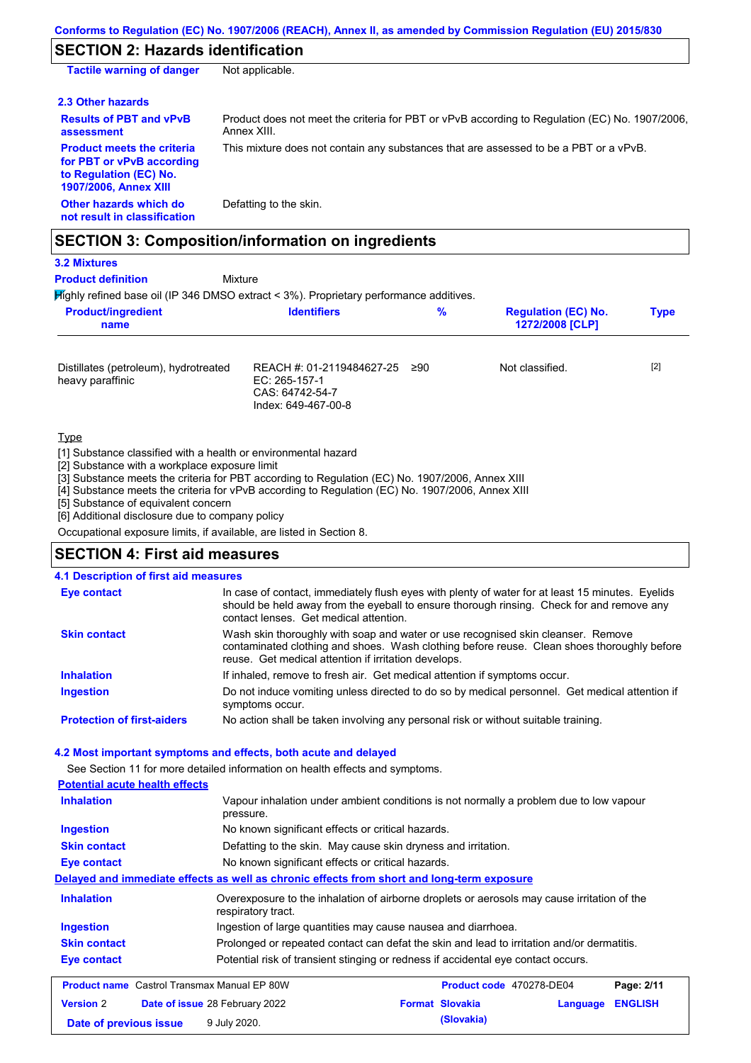## SECTION 2: Hazards identification

| | |
|---|---|
| **Tactile warning of danger** | Not applicable. |

### 2.3 Other hazards

| | |
|---|---|
| **Results of PBT and vPvB assessment** | Product does not meet the criteria for PBT or vPvB according to Regulation (EC) No. 1907/2006, Annex XIII. |
| **Product meets the criteria for PBT or vPvB according to Regulation (EC) No. 1907/2006, Annex XIII** | This mixture does not contain any substances that are assessed to be a PBT or a vPvB. |
| **Other hazards which do not result in classification** | Defatting to the skin. |

## SECTION 3: Composition/information on ingredients

### 3.2 Mixtures

**Product definition** Mixture

Highly refined base oil (IP 346 DMSO extract < 3%). Proprietary performance additives.

| Product/ingredient name | Identifiers | % | Regulation (EC) No. 1272/2008 [CLP] | Type |
|---|---|---|---|---|
| Distillates (petroleum), hydrotreated heavy paraffinic | REACH #: 01-2119484627-25<br>EC: 265-157-1<br>CAS: 64742-54-7<br>Index: 649-467-00-8 | ≥90 | Not classified. | [2] |

Type

[1] Substance classified with a health or environmental hazard
[2] Substance with a workplace exposure limit
[3] Substance meets the criteria for PBT according to Regulation (EC) No. 1907/2006, Annex XIII
[4] Substance meets the criteria for vPvB according to Regulation (EC) No. 1907/2006, Annex XIII
[5] Substance of equivalent concern
[6] Additional disclosure due to company policy

Occupational exposure limits, if available, are listed in Section 8.

## SECTION 4: First aid measures

### 4.1 Description of first aid measures

| | |
|---|---|
| **Eye contact** | In case of contact, immediately flush eyes with plenty of water for at least 15 minutes. Eyelids should be held away from the eyeball to ensure thorough rinsing. Check for and remove any contact lenses. Get medical attention. |
| **Skin contact** | Wash skin thoroughly with soap and water or use recognised skin cleanser. Remove contaminated clothing and shoes. Wash clothing before reuse. Clean shoes thoroughly before reuse. Get medical attention if irritation develops. |
| **Inhalation** | If inhaled, remove to fresh air. Get medical attention if symptoms occur. |
| **Ingestion** | Do not induce vomiting unless directed to do so by medical personnel. Get medical attention if symptoms occur. |
| **Protection of first-aiders** | No action shall be taken involving any personal risk or without suitable training. |

### 4.2 Most important symptoms and effects, both acute and delayed

See Section 11 for more detailed information on health effects and symptoms.

**Potential acute health effects**

| | |
|---|---|
| **Inhalation** | Vapour inhalation under ambient conditions is not normally a problem due to low vapour pressure. |
| **Ingestion** | No known significant effects or critical hazards. |
| **Skin contact** | Defatting to the skin. May cause skin dryness and irritation. |
| **Eye contact** | No known significant effects or critical hazards. |

**Delayed and immediate effects as well as chronic effects from short and long-term exposure**

| | |
|---|---|
| **Inhalation** | Overexposure to the inhalation of airborne droplets or aerosols may cause irritation of the respiratory tract. |
| **Ingestion** | Ingestion of large quantities may cause nausea and diarrhoea. |
| **Skin contact** | Prolonged or repeated contact can defat the skin and lead to irritation and/or dermatitis. |
| **Eye contact** | Potential risk of transient stinging or redness if accidental eye contact occurs. |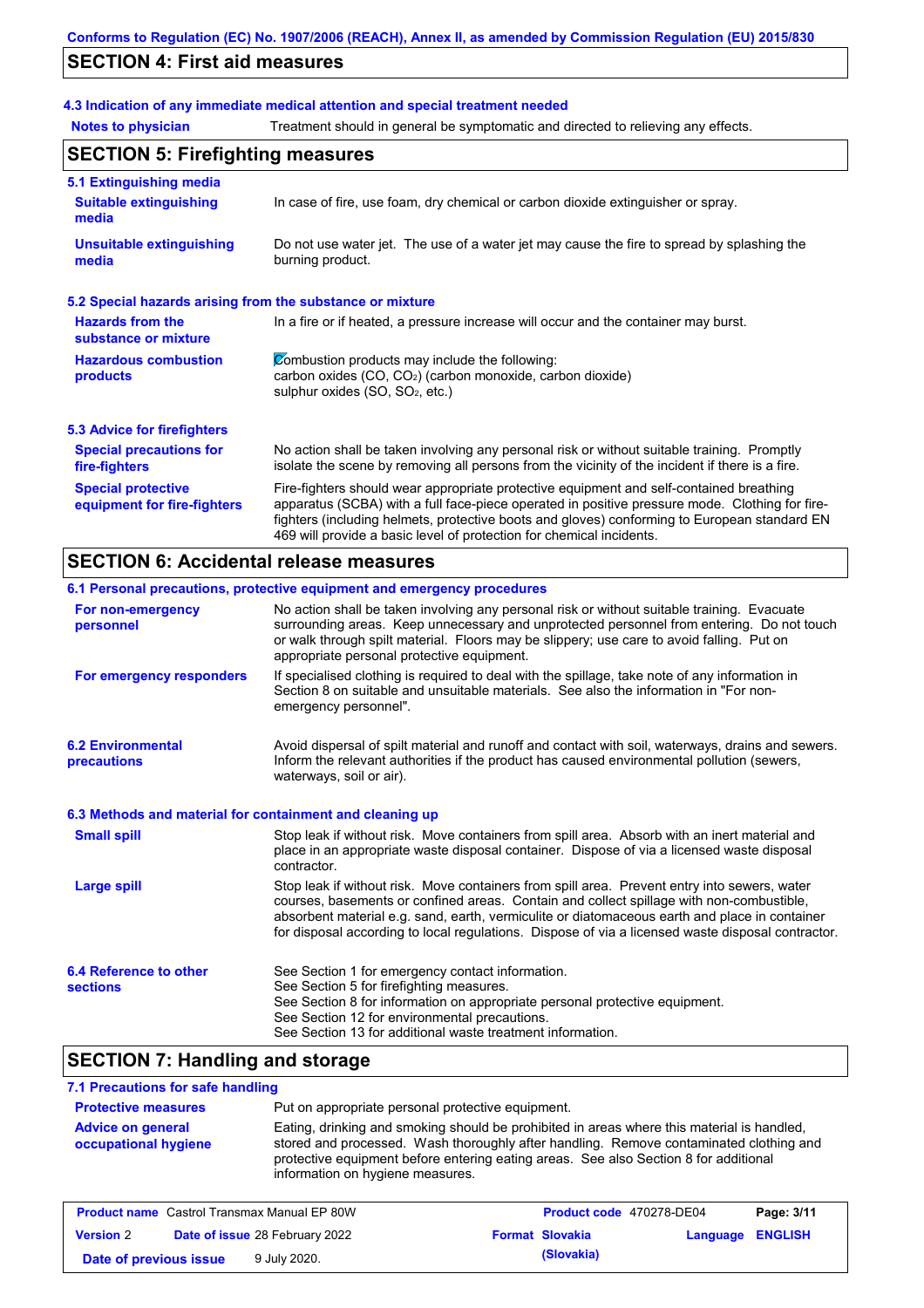## SECTION 4: First aid measures

### 4.3 Indication of any immediate medical attention and special treatment needed

**Notes to physician** Treatment should in general be symptomatic and directed to relieving any effects.

## SECTION 5: Firefighting measures

### 5.1 Extinguishing media

**Suitable extinguishing media** In case of fire, use foam, dry chemical or carbon dioxide extinguisher or spray.

**Unsuitable extinguishing media** Do not use water jet. The use of a water jet may cause the fire to spread by splashing the burning product.

### 5.2 Special hazards arising from the substance or mixture

**Hazards from the substance or mixture** In a fire or if heated, a pressure increase will occur and the container may burst.

**Hazardous combustion products** Combustion products may include the following:
carbon oxides (CO, $CO_2$) (carbon monoxide, carbon dioxide)
sulphur oxides (SO, $SO_2$, etc.)

### 5.3 Advice for firefighters

**Special precautions for fire-fighters** No action shall be taken involving any personal risk or without suitable training. Promptly isolate the scene by removing all persons from the vicinity of the incident if there is a fire.

**Special protective equipment for fire-fighters** Fire-fighters should wear appropriate protective equipment and self-contained breathing apparatus (SCBA) with a full face-piece operated in positive pressure mode. Clothing for fire-fighters (including helmets, protective boots and gloves) conforming to European standard EN 469 will provide a basic level of protection for chemical incidents.

## SECTION 6: Accidental release measures

### 6.1 Personal precautions, protective equipment and emergency procedures

**For non-emergency personnel** No action shall be taken involving any personal risk or without suitable training. Evacuate surrounding areas. Keep unnecessary and unprotected personnel from entering. Do not touch or walk through spilt material. Floors may be slippery; use care to avoid falling. Put on appropriate personal protective equipment.

**For emergency responders** If specialised clothing is required to deal with the spillage, take note of any information in Section 8 on suitable and unsuitable materials. See also the information in "For non-emergency personnel".

**6.2 Environmental precautions** Avoid dispersal of spilt material and runoff and contact with soil, waterways, drains and sewers. Inform the relevant authorities if the product has caused environmental pollution (sewers, waterways, soil or air).

### 6.3 Methods and material for containment and cleaning up

**Small spill** Stop leak if without risk. Move containers from spill area. Absorb with an inert material and place in an appropriate waste disposal container. Dispose of via a licensed waste disposal contractor.

**Large spill** Stop leak if without risk. Move containers from spill area. Prevent entry into sewers, water courses, basements or confined areas. Contain and collect spillage with non-combustible, absorbent material e.g. sand, earth, vermiculite or diatomaceous earth and place in container for disposal according to local regulations. Dispose of via a licensed waste disposal contractor.

**6.4 Reference to other sections**
See Section 1 for emergency contact information.
See Section 5 for firefighting measures.
See Section 8 for information on appropriate personal protective equipment.
See Section 12 for environmental precautions.
See Section 13 for additional waste treatment information.

## SECTION 7: Handling and storage

### 7.1 Precautions for safe handling

**Protective measures** Put on appropriate personal protective equipment.

**Advice on general occupational hygiene** Eating, drinking and smoking should be prohibited in areas where this material is handled, stored and processed. Wash thoroughly after handling. Remove contaminated clothing and protective equipment before entering eating areas. See also Section 8 for additional information on hygiene measures.

| **Product name** Castrol Transmax Manual EP 80W | **Product code** 470278-DE04 | **Page:** 3/11 |
|---|---|---|
| **Version** 2 **Date of issue** 28 February 2022 | **Format** Slovakia (Slovakia) | **Language** ENGLISH |
| **Date of previous issue** 9 July 2020. | | |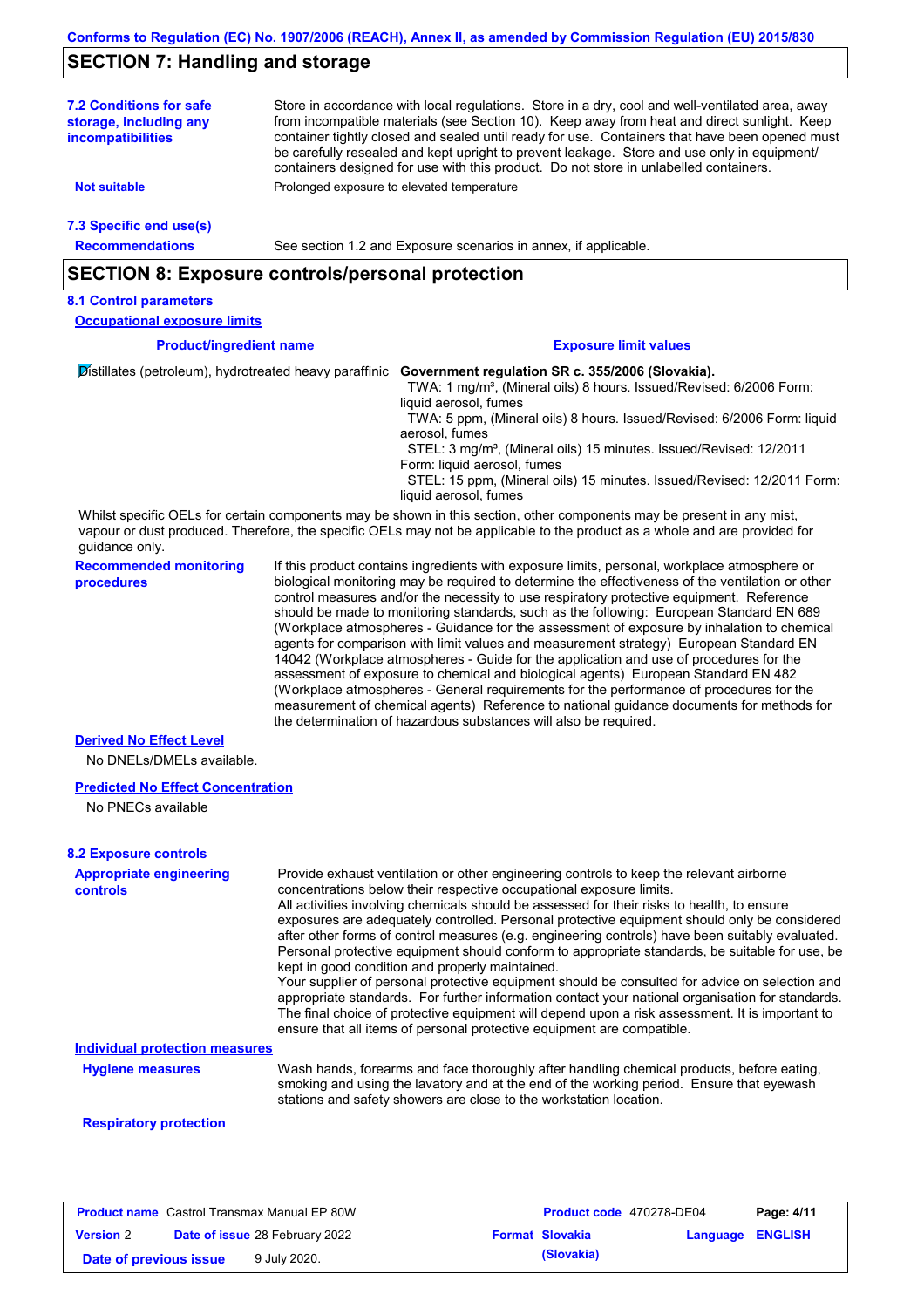## SECTION 7: Handling and storage

**7.2 Conditions for safe storage, including any incompatibilities**

Store in accordance with local regulations. Store in a dry, cool and well-ventilated area, away from incompatible materials (see Section 10). Keep away from heat and direct sunlight. Keep container tightly closed and sealed until ready for use. Containers that have been opened must be carefully resealed and kept upright to prevent leakage. Store and use only in equipment/ containers designed for use with this product. Do not store in unlabelled containers.

**Not suitable**

Prolonged exposure to elevated temperature

**7.3 Specific end use(s)**

**Recommendations**

See section 1.2 and Exposure scenarios in annex, if applicable.

## SECTION 8: Exposure controls/personal protection

**8.1 Control parameters**

**Occupational exposure limits**

| Product/ingredient name | Exposure limit values |
|---|---|
| Distillates (petroleum), hydrotreated heavy paraffinic | **Government regulation SR c. 355/2006 (Slovakia).**<br>TWA: 1 mg/m³, (Mineral oils) 8 hours. Issued/Revised: 6/2006 Form: liquid aerosol, fumes<br>TWA: 5 ppm, (Mineral oils) 8 hours. Issued/Revised: 6/2006 Form: liquid aerosol, fumes<br>STEL: 3 mg/m³, (Mineral oils) 15 minutes. Issued/Revised: 12/2011 Form: liquid aerosol, fumes<br>STEL: 15 ppm, (Mineral oils) 15 minutes. Issued/Revised: 12/2011 Form: liquid aerosol, fumes |

Whilst specific OELs for certain components may be shown in this section, other components may be present in any mist, vapour or dust produced. Therefore, the specific OELs may not be applicable to the product as a whole and are provided for guidance only.

**Recommended monitoring procedures**

If this product contains ingredients with exposure limits, personal, workplace atmosphere or biological monitoring may be required to determine the effectiveness of the ventilation or other control measures and/or the necessity to use respiratory protective equipment. Reference should be made to monitoring standards, such as the following: European Standard EN 689 (Workplace atmospheres - Guidance for the assessment of exposure by inhalation to chemical agents for comparison with limit values and measurement strategy) European Standard EN 14042 (Workplace atmospheres - Guide for the application and use of procedures for the assessment of exposure to chemical and biological agents) European Standard EN 482 (Workplace atmospheres - General requirements for the performance of procedures for the measurement of chemical agents) Reference to national guidance documents for methods for the determination of hazardous substances will also be required.

**Derived No Effect Level**

No DNELs/DMELs available.

**Predicted No Effect Concentration**

No PNECs available

**8.2 Exposure controls**

**Appropriate engineering controls**

Provide exhaust ventilation or other engineering controls to keep the relevant airborne concentrations below their respective occupational exposure limits.
All activities involving chemicals should be assessed for their risks to health, to ensure exposures are adequately controlled. Personal protective equipment should only be considered after other forms of control measures (e.g. engineering controls) have been suitably evaluated. Personal protective equipment should conform to appropriate standards, be suitable for use, be kept in good condition and properly maintained.
Your supplier of personal protective equipment should be consulted for advice on selection and appropriate standards. For further information contact your national organisation for standards.
The final choice of protective equipment will depend upon a risk assessment. It is important to ensure that all items of personal protective equipment are compatible.

**Individual protection measures**

**Hygiene measures**

Wash hands, forearms and face thoroughly after handling chemical products, before eating, smoking and using the lavatory and at the end of the working period. Ensure that eyewash stations and safety showers are close to the workstation location.

**Respiratory protection**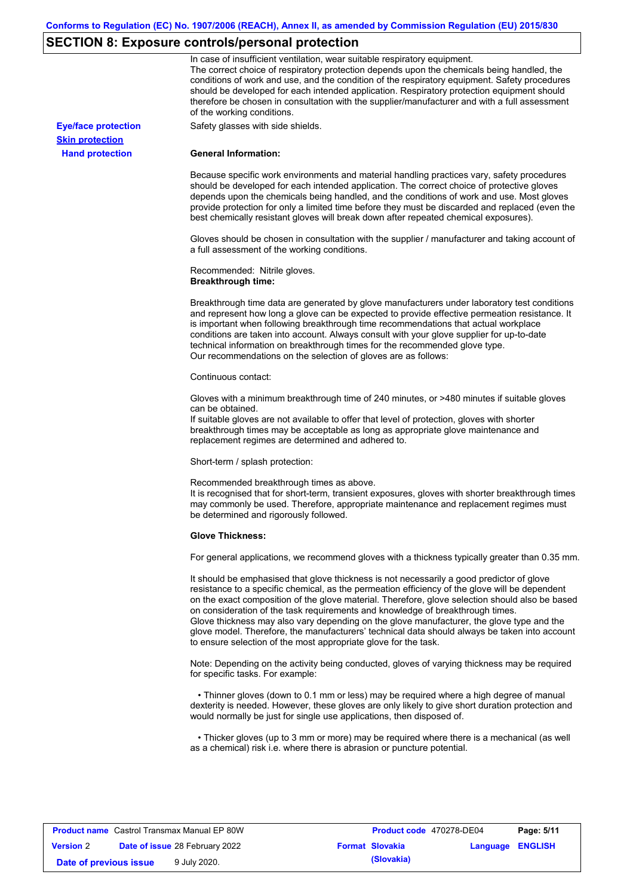## SECTION 8: Exposure controls/personal protection

In case of insufficient ventilation, wear suitable respiratory equipment.
The correct choice of respiratory protection depends upon the chemicals being handled, the conditions of work and use, and the condition of the respiratory equipment. Safety procedures should be developed for each intended application. Respiratory protection equipment should therefore be chosen in consultation with the supplier/manufacturer and with a full assessment of the working conditions.

**Eye/face protection**

Safety glasses with side shields.

**Skin protection**

**Hand protection**

**General Information:**

Because specific work environments and material handling practices vary, safety procedures should be developed for each intended application. The correct choice of protective gloves depends upon the chemicals being handled, and the conditions of work and use. Most gloves provide protection for only a limited time before they must be discarded and replaced (even the best chemically resistant gloves will break down after repeated chemical exposures).

Gloves should be chosen in consultation with the supplier / manufacturer and taking account of a full assessment of the working conditions.

Recommended: Nitrile gloves.
**Breakthrough time:**

Breakthrough time data are generated by glove manufacturers under laboratory test conditions and represent how long a glove can be expected to provide effective permeation resistance. It is important when following breakthrough time recommendations that actual workplace conditions are taken into account. Always consult with your glove supplier for up-to-date technical information on breakthrough times for the recommended glove type.
Our recommendations on the selection of gloves are as follows:

Continuous contact:

Gloves with a minimum breakthrough time of 240 minutes, or >480 minutes if suitable gloves can be obtained.
If suitable gloves are not available to offer that level of protection, gloves with shorter breakthrough times may be acceptable as long as appropriate glove maintenance and replacement regimes are determined and adhered to.

Short-term / splash protection:

Recommended breakthrough times as above.
It is recognised that for short-term, transient exposures, gloves with shorter breakthrough times may commonly be used. Therefore, appropriate maintenance and replacement regimes must be determined and rigorously followed.

**Glove Thickness:**

For general applications, we recommend gloves with a thickness typically greater than 0.35 mm.

It should be emphasised that glove thickness is not necessarily a good predictor of glove resistance to a specific chemical, as the permeation efficiency of the glove will be dependent on the exact composition of the glove material. Therefore, glove selection should also be based on consideration of the task requirements and knowledge of breakthrough times.
Glove thickness may also vary depending on the glove manufacturer, the glove type and the glove model. Therefore, the manufacturers' technical data should always be taken into account to ensure selection of the most appropriate glove for the task.

Note: Depending on the activity being conducted, gloves of varying thickness may be required for specific tasks. For example:

- Thinner gloves (down to 0.1 mm or less) may be required where a high degree of manual dexterity is needed. However, these gloves are only likely to give short duration protection and would normally be just for single use applications, then disposed of.

- Thicker gloves (up to 3 mm or more) may be required where there is a mechanical (as well as a chemical) risk i.e. where there is abrasion or puncture potential.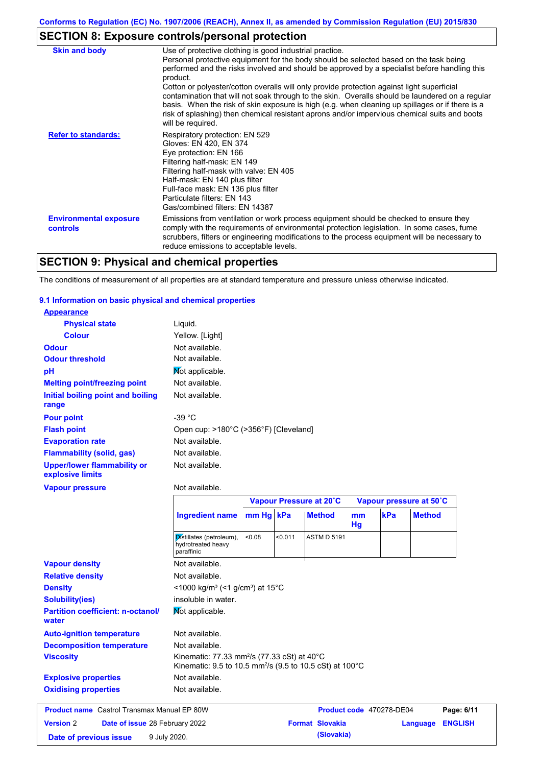## SECTION 8: Exposure controls/personal protection

| | |
|---|---|
| **Skin and body** | Use of protective clothing is good industrial practice. Personal protective equipment for the body should be selected based on the task being performed and the risks involved and should be approved by a specialist before handling this product. Cotton or polyester/cotton overalls will only provide protection against light superficial contamination that will not soak through to the skin. Overalls should be laundered on a regular basis. When the risk of skin exposure is high (e.g. when cleaning up spillages or if there is a risk of splashing) then chemical resistant aprons and/or impervious chemical suits and boots will be required. |
| **Refer to standards:** | Respiratory protection: EN 529<br>Gloves: EN 420, EN 374<br>Eye protection: EN 166<br>Filtering half-mask: EN 149<br>Filtering half-mask with valve: EN 405<br>Half-mask: EN 140 plus filter<br>Full-face mask: EN 136 plus filter<br>Particulate filters: EN 143<br>Gas/combined filters: EN 14387 |
| **Environmental exposure controls** | Emissions from ventilation or work process equipment should be checked to ensure they comply with the requirements of environmental protection legislation. In some cases, fume scrubbers, filters or engineering modifications to the process equipment will be necessary to reduce emissions to acceptable levels. |

## SECTION 9: Physical and chemical properties

The conditions of measurement of all properties are at standard temperature and pressure unless otherwise indicated.

### 9.1 Information on basic physical and chemical properties

**Appearance**

| | |
|---|---|
| **Physical state** | Liquid. |
| **Colour** | Yellow. [Light] |
| **Odour** | Not available. |
| **Odour threshold** | Not available. |
| **pH** | Not applicable. |
| **Melting point/freezing point** | Not available. |
| **Initial boiling point and boiling range** | Not available. |
| **Pour point** | -39 °C |
| **Flash point** | Open cup: >180°C (>356°F) [Cleveland] |
| **Evaporation rate** | Not available. |
| **Flammability (solid, gas)** | Not available. |
| **Upper/lower flammability or explosive limits** | Not available. |
| **Vapour pressure** | Not available. |

| | Vapour Pressure at 20˚C | | | Vapour pressure at 50˚C | | |
|---|---|---|---|---|---|---|
| **Ingredient name** | **mm Hg** | **kPa** | **Method** | **mm Hg** | **kPa** | **Method** |
| Distillates (petroleum), hydrotreated heavy paraffinic | <0.08 | <0.011 | ASTM D 5191 | | | |

| | |
|---|---|
| **Vapour density** | Not available. |
| **Relative density** | Not available. |
| **Density** | <1000 kg/m³ (<1 g/cm³) at 15°C |
| **Solubility(ies)** | insoluble in water. |
| **Partition coefficient: n-octanol/water** | Not applicable. |
| **Auto-ignition temperature** | Not available. |
| **Decomposition temperature** | Not available. |
| **Viscosity** | Kinematic: 77.33 mm²/s (77.33 cSt) at 40°C<br>Kinematic: 9.5 to 10.5 mm²/s (9.5 to 10.5 cSt) at 100°C |
| **Explosive properties** | Not available. |
| **Oxidising properties** | Not available. |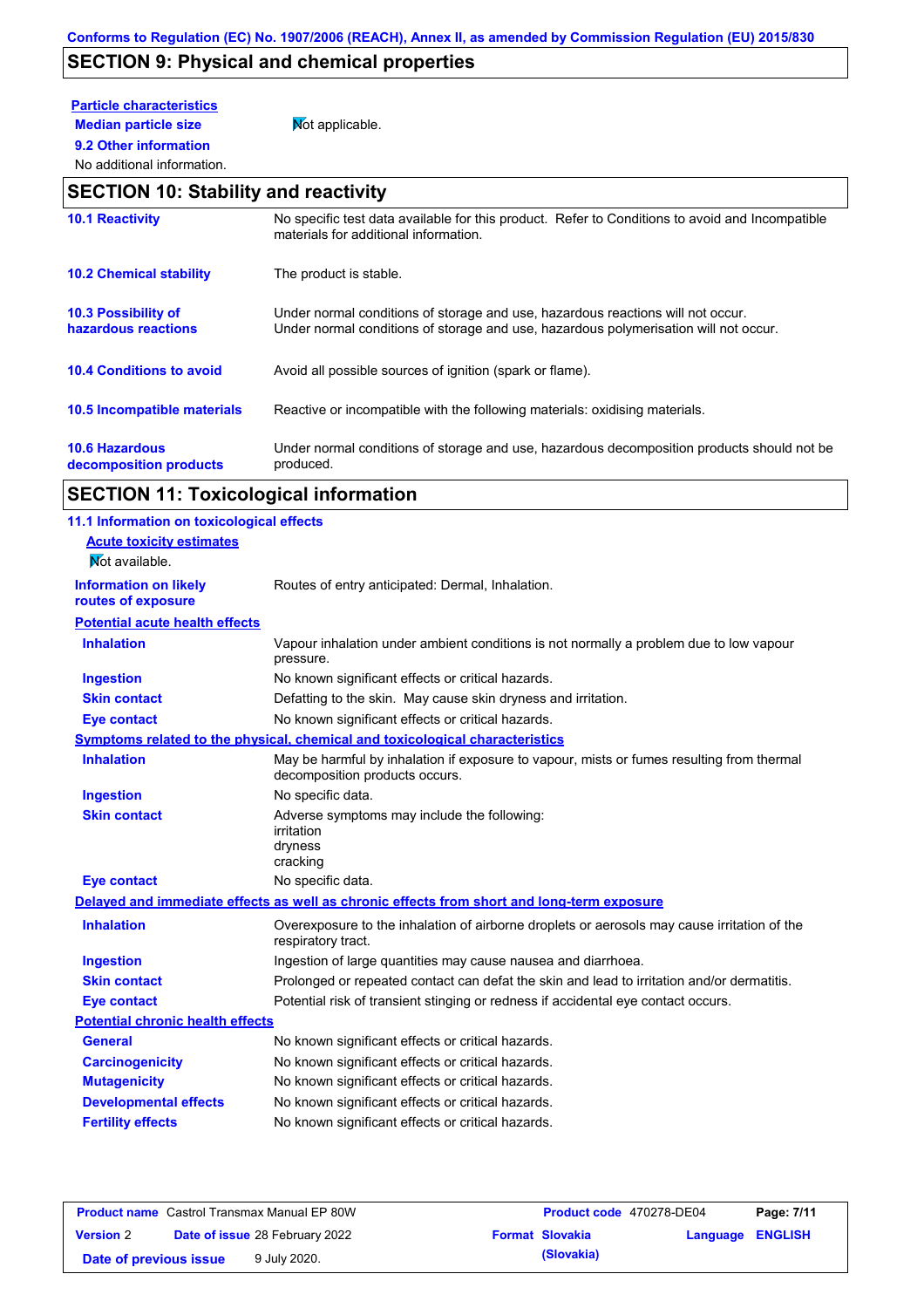## SECTION 9: Physical and chemical properties

**Particle characteristics**

**Median particle size** Not applicable.

**9.2 Other information**

No additional information.

## SECTION 10: Stability and reactivity

| | |
|---|---|
| **10.1 Reactivity** | No specific test data available for this product. Refer to Conditions to avoid and Incompatible materials for additional information. |
| **10.2 Chemical stability** | The product is stable. |
| **10.3 Possibility of hazardous reactions** | Under normal conditions of storage and use, hazardous reactions will not occur. Under normal conditions of storage and use, hazardous polymerisation will not occur. |
| **10.4 Conditions to avoid** | Avoid all possible sources of ignition (spark or flame). |
| **10.5 Incompatible materials** | Reactive or incompatible with the following materials: oxidising materials. |
| **10.6 Hazardous decomposition products** | Under normal conditions of storage and use, hazardous decomposition products should not be produced. |

## SECTION 11: Toxicological information

**11.1 Information on toxicological effects**

**Acute toxicity estimates**

Not available.

**Information on likely routes of exposure**: Routes of entry anticipated: Dermal, Inhalation.

**Potential acute health effects**

| | |
|---|---|
| **Inhalation** | Vapour inhalation under ambient conditions is not normally a problem due to low vapour pressure. |
| **Ingestion** | No known significant effects or critical hazards. |
| **Skin contact** | Defatting to the skin. May cause skin dryness and irritation. |
| **Eye contact** | No known significant effects or critical hazards. |

**Symptoms related to the physical, chemical and toxicological characteristics**

| | |
|---|---|
| **Inhalation** | May be harmful by inhalation if exposure to vapour, mists or fumes resulting from thermal decomposition products occurs. |
| **Ingestion** | No specific data. |
| **Skin contact** | Adverse symptoms may include the following: irritation dryness cracking |
| **Eye contact** | No specific data. |

**Delayed and immediate effects as well as chronic effects from short and long-term exposure**

| | |
|---|---|
| **Inhalation** | Overexposure to the inhalation of airborne droplets or aerosols may cause irritation of the respiratory tract. |
| **Ingestion** | Ingestion of large quantities may cause nausea and diarrhoea. |
| **Skin contact** | Prolonged or repeated contact can defat the skin and lead to irritation and/or dermatitis. |
| **Eye contact** | Potential risk of transient stinging or redness if accidental eye contact occurs. |

**Potential chronic health effects**

| | |
|---|---|
| **General** | No known significant effects or critical hazards. |
| **Carcinogenicity** | No known significant effects or critical hazards. |
| **Mutagenicity** | No known significant effects or critical hazards. |
| **Developmental effects** | No known significant effects or critical hazards. |
| **Fertility effects** | No known significant effects or critical hazards. |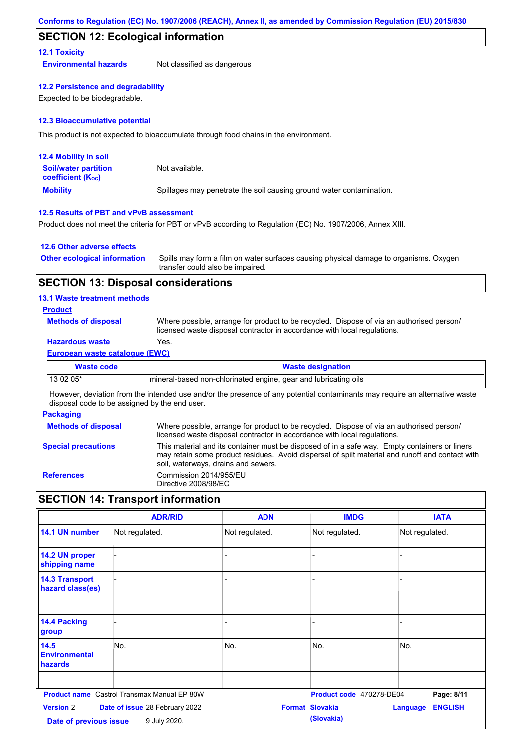## SECTION 12: Ecological information

### 12.1 Toxicity

**Environmental hazards** Not classified as dangerous

### 12.2 Persistence and degradability

Expected to be biodegradable.

### 12.3 Bioaccumulative potential

This product is not expected to bioaccumulate through food chains in the environment.

### 12.4 Mobility in soil

**Soil/water partition coefficient ($K_{OC}$)** Not available.

**Mobility** Spillages may penetrate the soil causing ground water contamination.

### 12.5 Results of PBT and vPvB assessment

Product does not meet the criteria for PBT or vPvB according to Regulation (EC) No. 1907/2006, Annex XIII.

### 12.6 Other adverse effects

**Other ecological information** Spills may form a film on water surfaces causing physical damage to organisms. Oxygen transfer could also be impaired.

## SECTION 13: Disposal considerations

### 13.1 Waste treatment methods

**Product**

**Methods of disposal** Where possible, arrange for product to be recycled. Dispose of via an authorised person/ licensed waste disposal contractor in accordance with local regulations.

**Hazardous waste** Yes.

**European waste catalogue (EWC)**

| Waste code | Waste designation |
|---|---|
| 13 02 05* | mineral-based non-chlorinated engine, gear and lubricating oils |

However, deviation from the intended use and/or the presence of any potential contaminants may require an alternative waste disposal code to be assigned by the end user.

**Packaging**

**Methods of disposal** Where possible, arrange for product to be recycled. Dispose of via an authorised person/ licensed waste disposal contractor in accordance with local regulations.

**Special precautions** This material and its container must be disposed of in a safe way. Empty containers or liners may retain some product residues. Avoid dispersal of spilt material and runoff and contact with soil, waterways, drains and sewers.

**References** Commission 2014/955/EU
Directive 2008/98/EC

## SECTION 14: Transport information

| | ADR/RID | ADN | IMDG | IATA |
|---|---|---|---|---|
| 14.1 UN number | Not regulated. | Not regulated. | Not regulated. | Not regulated. |
| 14.2 UN proper shipping name | - | - | - | - |
| 14.3 Transport hazard class(es) | - | - | - | - |
| 14.4 Packing group | - | - | - | - |
| 14.5 Environmental hazards | No. | No. | No. | No. |
| | | | | |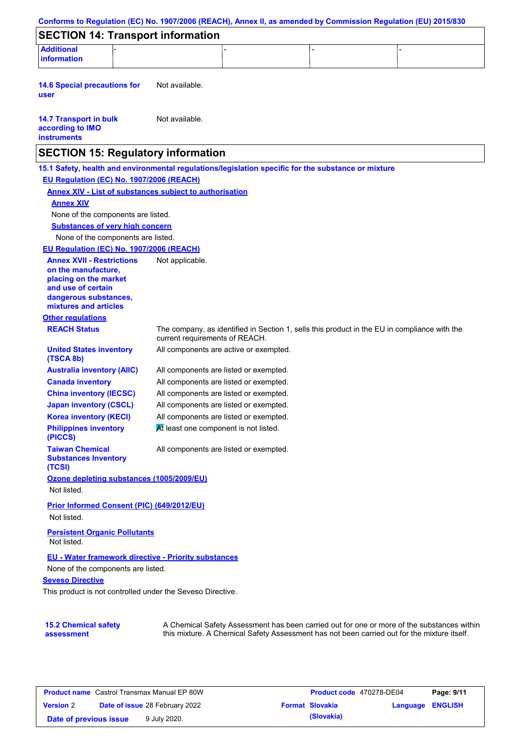Conforms to Regulation (EC) No. 1907/2006 (REACH), Annex II, as amended by Commission Regulation (EU) 2015/830

## SECTION 14: Transport information

| Additional information | - | - | - | - |
|---|---|---|---|---|

**14.6 Special precautions for user** Not available.

**14.7 Transport in bulk according to IMO instruments** Not available.

## SECTION 15: Regulatory information

**15.1 Safety, health and environmental regulations/legislation specific for the substance or mixture**

**EU Regulation (EC) No. 1907/2006 (REACH)**

**Annex XIV - List of substances subject to authorisation**

**Annex XIV**

None of the components are listed.

**Substances of very high concern**

None of the components are listed.

**EU Regulation (EC) No. 1907/2006 (REACH)**

**Annex XVII - Restrictions on the manufacture, placing on the market and use of certain dangerous substances, mixtures and articles** Not applicable.

**Other regulations**

| | |
|---|---|
| **REACH Status** | The company, as identified in Section 1, sells this product in the EU in compliance with the current requirements of REACH. |
| **United States inventory (TSCA 8b)** | All components are active or exempted. |
| **Australia inventory (AIIC)** | All components are listed or exempted. |
| **Canada inventory** | All components are listed or exempted. |
| **China inventory (IECSC)** | All components are listed or exempted. |
| **Japan inventory (CSCL)** | All components are listed or exempted. |
| **Korea inventory (KECI)** | All components are listed or exempted. |
| **Philippines inventory (PICCS)** | At least one component is not listed. |
| **Taiwan Chemical Substances Inventory (TCSI)** | All components are listed or exempted. |

**Ozone depleting substances (1005/2009/EU)**

Not listed.

**Prior Informed Consent (PIC) (649/2012/EU)**

Not listed.

**Persistent Organic Pollutants**

Not listed.

**EU - Water framework directive - Priority substances**

None of the components are listed.

**Seveso Directive**

This product is not controlled under the Seveso Directive.

**15.2 Chemical safety assessment** A Chemical Safety Assessment has been carried out for one or more of the substances within this mixture. A Chemical Safety Assessment has not been carried out for the mixture itself.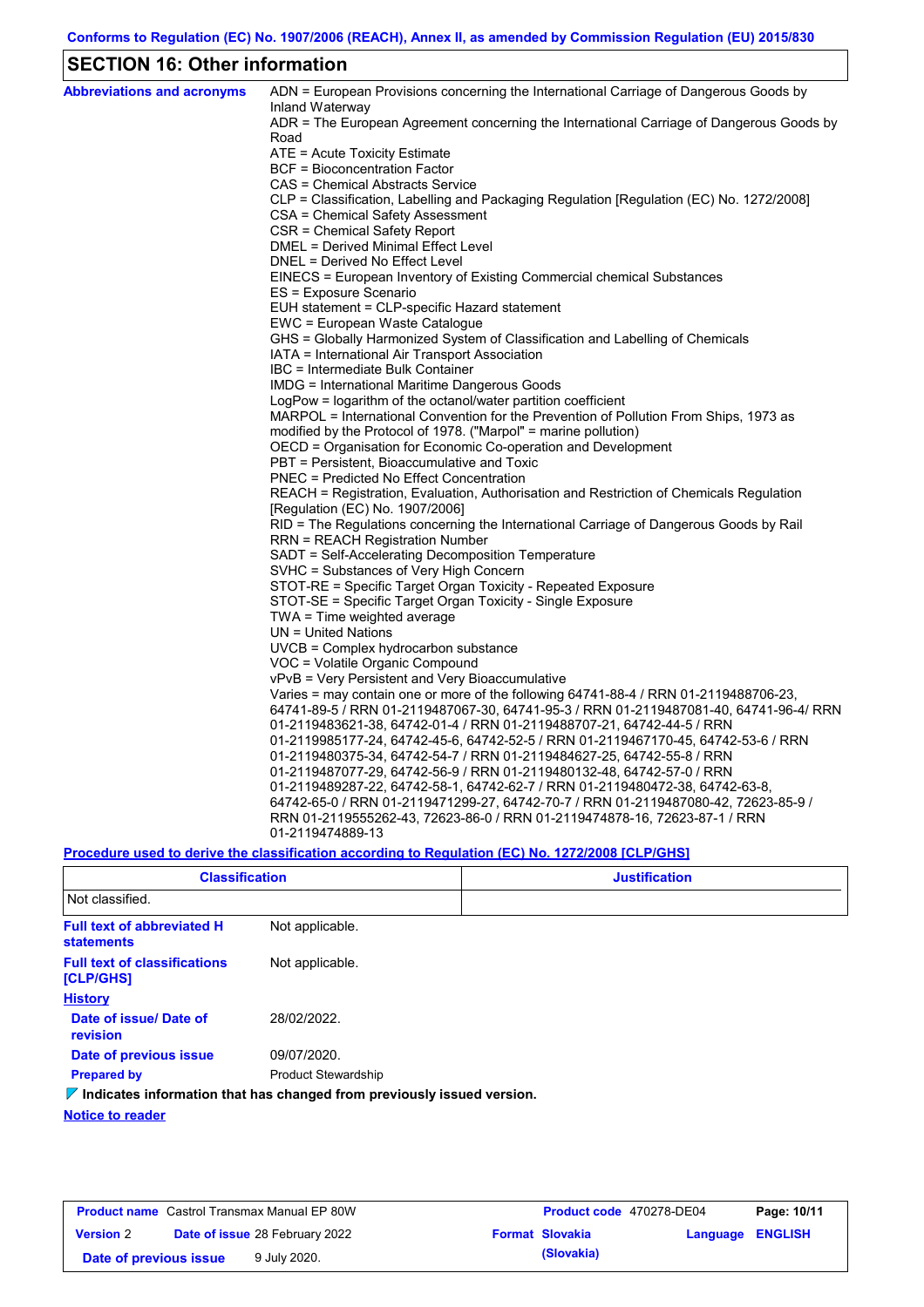## SECTION 16: Other information

**Abbreviations and acronyms**

ADN = European Provisions concerning the International Carriage of Dangerous Goods by Inland Waterway
ADR = The European Agreement concerning the International Carriage of Dangerous Goods by Road
ATE = Acute Toxicity Estimate
BCF = Bioconcentration Factor
CAS = Chemical Abstracts Service
CLP = Classification, Labelling and Packaging Regulation [Regulation (EC) No. 1272/2008]
CSA = Chemical Safety Assessment
CSR = Chemical Safety Report
DMEL = Derived Minimal Effect Level
DNEL = Derived No Effect Level
EINECS = European Inventory of Existing Commercial chemical Substances
ES = Exposure Scenario
EUH statement = CLP-specific Hazard statement
EWC = European Waste Catalogue
GHS = Globally Harmonized System of Classification and Labelling of Chemicals
IATA = International Air Transport Association
IBC = Intermediate Bulk Container
IMDG = International Maritime Dangerous Goods
LogPow = logarithm of the octanol/water partition coefficient
MARPOL = International Convention for the Prevention of Pollution From Ships, 1973 as modified by the Protocol of 1978. ("Marpol" = marine pollution)
OECD = Organisation for Economic Co-operation and Development
PBT = Persistent, Bioaccumulative and Toxic
PNEC = Predicted No Effect Concentration
REACH = Registration, Evaluation, Authorisation and Restriction of Chemicals Regulation [Regulation (EC) No. 1907/2006]
RID = The Regulations concerning the International Carriage of Dangerous Goods by Rail
RRN = REACH Registration Number
SADT = Self-Accelerating Decomposition Temperature
SVHC = Substances of Very High Concern
STOT-RE = Specific Target Organ Toxicity - Repeated Exposure
STOT-SE = Specific Target Organ Toxicity - Single Exposure
TWA = Time weighted average
UN = United Nations
UVCB = Complex hydrocarbon substance
VOC = Volatile Organic Compound
vPvB = Very Persistent and Very Bioaccumulative
Varies = may contain one or more of the following 64741-88-4 / RRN 01-2119488706-23, 64741-89-5 / RRN 01-2119487067-30, 64741-95-3 / RRN 01-2119487081-40, 64741-96-4/ RRN 01-2119483621-38, 64742-01-4 / RRN 01-2119488707-21, 64742-44-5 / RRN 01-2119985177-24, 64742-45-6, 64742-52-5 / RRN 01-2119467170-45, 64742-53-6 / RRN 01-2119480375-34, 64742-54-7 / RRN 01-2119484627-25, 64742-55-8 / RRN 01-2119487077-29, 64742-56-9 / RRN 01-2119480132-48, 64742-57-0 / RRN 01-2119489287-22, 64742-58-1, 64742-62-7 / RRN 01-2119480472-38, 64742-63-8, 64742-65-0 / RRN 01-2119471299-27, 64742-70-7 / RRN 01-2119487080-42, 72623-85-9 / RRN 01-2119555262-43, 72623-86-0 / RRN 01-2119474878-16, 72623-87-1 / RRN 01-2119474889-13

**Procedure used to derive the classification according to Regulation (EC) No. 1272/2008 [CLP/GHS]**

| Classification | Justification |
|---|---|
| Not classified. | |

**Full text of abbreviated H statements** Not applicable.

**Full text of classifications [CLP/GHS]** Not applicable.

**History**

**Date of issue/ Date of revision** 28/02/2022.

**Date of previous issue** 09/07/2020.

**Prepared by** Product Stewardship

**Indicates information that has changed from previously issued version.**

**Notice to reader**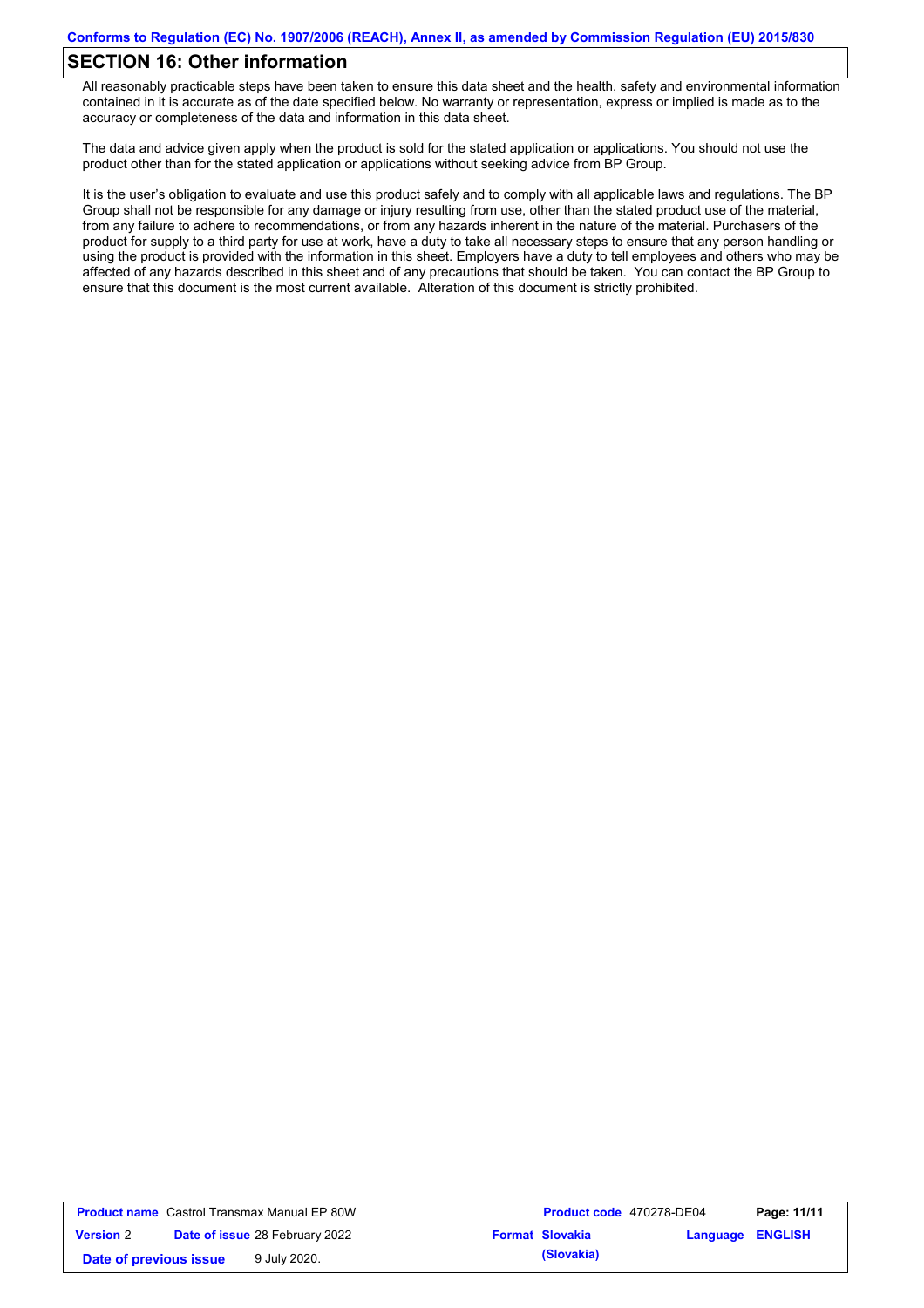## SECTION 16: Other information

All reasonably practicable steps have been taken to ensure this data sheet and the health, safety and environmental information contained in it is accurate as of the date specified below. No warranty or representation, express or implied is made as to the accuracy or completeness of the data and information in this data sheet.

The data and advice given apply when the product is sold for the stated application or applications. You should not use the product other than for the stated application or applications without seeking advice from BP Group.

It is the user's obligation to evaluate and use this product safely and to comply with all applicable laws and regulations. The BP Group shall not be responsible for any damage or injury resulting from use, other than the stated product use of the material, from any failure to adhere to recommendations, or from any hazards inherent in the nature of the material. Purchasers of the product for supply to a third party for use at work, have a duty to take all necessary steps to ensure that any person handling or using the product is provided with the information in this sheet. Employers have a duty to tell employees and others who may be affected of any hazards described in this sheet and of any precautions that should be taken. You can contact the BP Group to ensure that this document is the most current available. Alteration of this document is strictly prohibited.